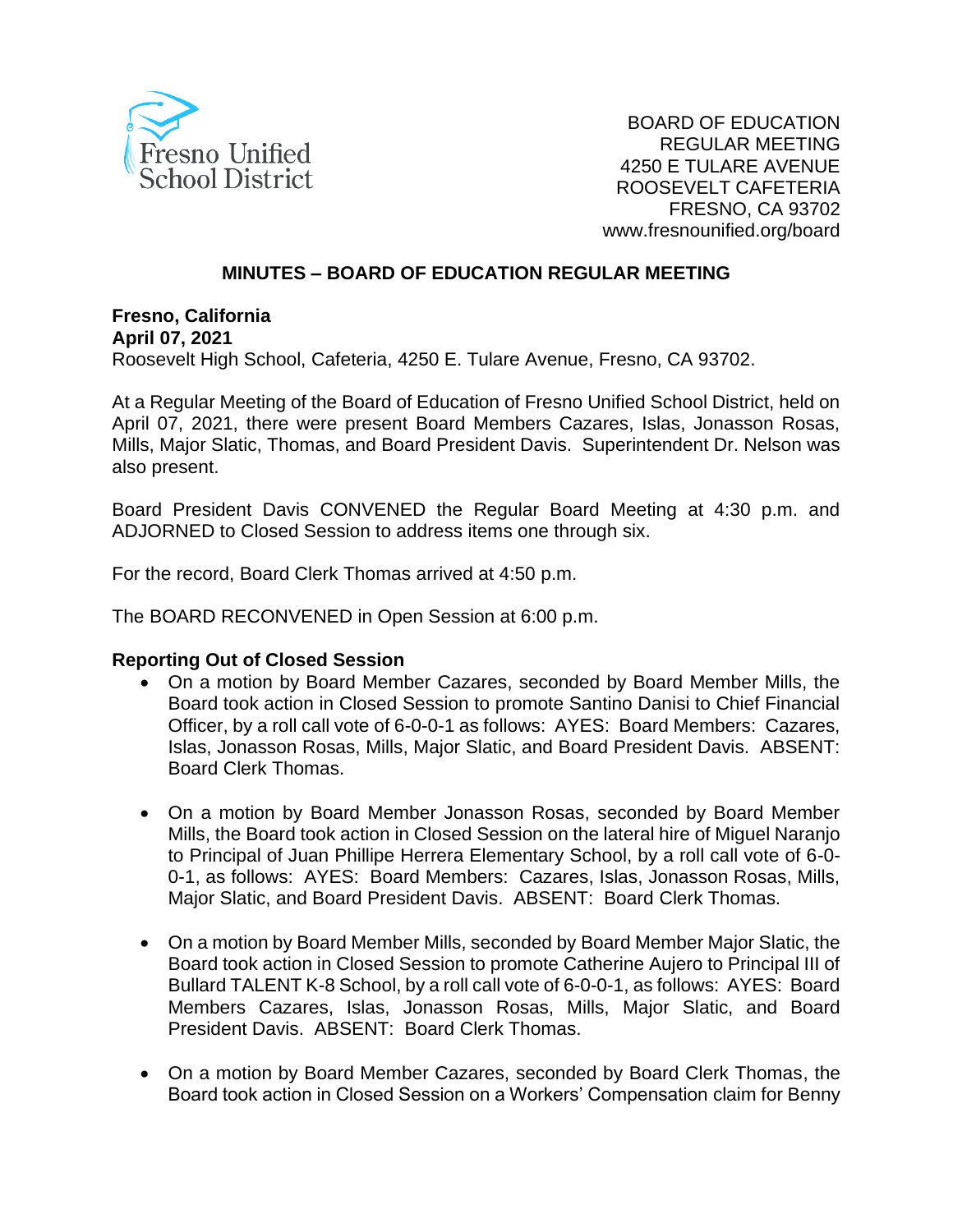BOARD OF EDUCATION
REGULAR MEETING
4250 E TULARE AVENUE
ROOSEVELT CAFETERIA
FRESNO, CA 93702
www.fresnounified.org/board

## MINUTES – BOARD OF EDUCATION REGULAR MEETING

**Fresno, California**
**April 07, 2021**
Roosevelt High School, Cafeteria, 4250 E. Tulare Avenue, Fresno, CA 93702.

At a Regular Meeting of the Board of Education of Fresno Unified School District, held on April 07, 2021, there were present Board Members Cazares, Islas, Jonasson Rosas, Mills, Major Slatic, Thomas, and Board President Davis. Superintendent Dr. Nelson was also present.

Board President Davis CONVENED the Regular Board Meeting at 4:30 p.m. and ADJOURNED to Closed Session to address items one through six.

For the record, Board Clerk Thomas arrived at 4:50 p.m.

The BOARD RECONVENED in Open Session at 6:00 p.m.

**Reporting Out of Closed Session**

- On a motion by Board Member Cazares, seconded by Board Member Mills, the Board took action in Closed Session to promote Santino Danisi to Chief Financial Officer, by a roll call vote of 6-0-0-1 as follows: AYES: Board Members: Cazares, Islas, Jonasson Rosas, Mills, Major Slatic, and Board President Davis. ABSENT: Board Clerk Thomas.

- On a motion by Board Member Jonasson Rosas, seconded by Board Member Mills, the Board took action in Closed Session on the lateral hire of Miguel Naranjo to Principal of Juan Phillipe Herrera Elementary School, by a roll call of 6-0-0-1, as follows: AYES: Board Members: Cazares, Islas, Jonasson Rosas, Mills, Major Slatic, and Board President Davis. ABSENT: Board Clerk Thomas.

- On a motion by Board Member Mills, seconded by Board Member Major Slatic, the Board took action in Closed Session to promote Catherine Aujero to Principal III of Bullard TALENT K-8 School, by a roll call vote of 6-0-0-1, as follows: AYES: Board Members Cazares, Islas, Jonasson Rosas, Mills, Major Slatic, and Board President Davis. ABSENT: Board Clerk Thomas.

- On a motion by Board Member Cazares, seconded by Board Clerk Thomas, the Board took action in Closed Session on a Workers' Compensation claim for Benny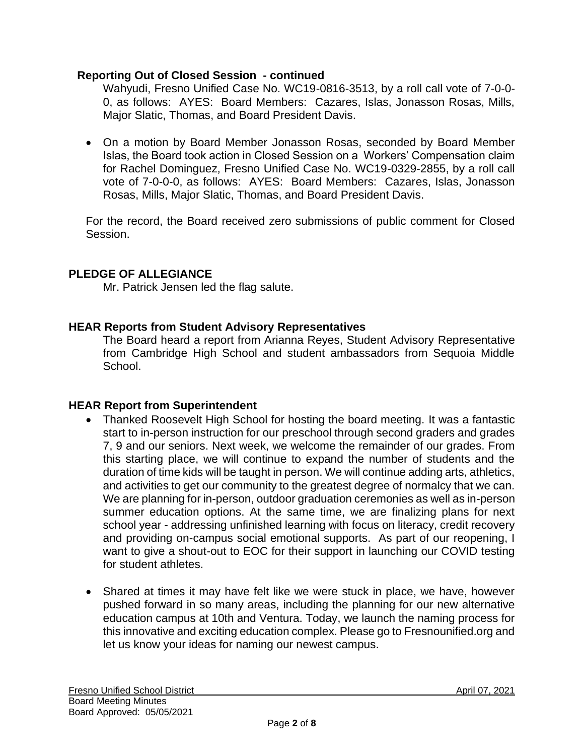### Reporting Out of Closed Session - continued

Wahyudi, Fresno Unified Case No. WC19-0816-3513, by a roll call vote of 7-0-0-0, as follows: AYES: Board Members: Cazares, Islas, Jonasson Rosas, Mills, Major Slatic, Thomas, and Board President Davis.

- On a motion by Board Member Jonasson Rosas, seconded by Board Member Islas, the Board took action in Closed Session on a Workers' Compensation claim for Rachel Dominguez, Fresno Unified Case No. WC19-0329-2855, by a roll call vote of 7-0-0-0, as follows: AYES: Board Members: Cazares, Islas, Jonasson Rosas, Mills, Major Slatic, Thomas, and Board President Davis.

For the record, the Board received zero submissions of public comment for Closed Session.

## PLEDGE OF ALLEGIANCE

Mr. Patrick Jensen led the flag salute.

## HEAR Reports from Student Advisory Representatives

The Board heard a report from Arianna Reyes, Student Advisory Representative from Cambridge High School and student ambassadors from Sequoia Middle School.

## HEAR Report from Superintendent

- Thanked Roosevelt High School for hosting the board meeting. It was a fantastic start to in-person instruction for our preschool through second graders and grades 7, 9 and our seniors. Next week, we welcome the remainder of our grades. From this starting place, we will continue to expand the number of students and the duration of time kids will be taught in person. We will continue adding arts, athletics, and activities to get our community to the greatest degree of normalcy that we can. We are planning for in-person, outdoor graduation ceremonies as well as in-person summer education options. At the same time, we are finalizing plans for next school year - addressing unfinished learning with focus on literacy, credit recovery and providing on-campus social emotional supports. As part of our reopening, I want to give a shout-out to EOC for their support in launching our COVID testing for student athletes.

- Shared at times it may have felt like we were stuck in place, we have, however pushed forward in so many areas, including the planning for our new alternative education campus at 10th and Ventura. Today, we launch the naming process for this innovative and exciting education complex. Please go to Fresnounified.org and let us know your ideas for naming our newest campus.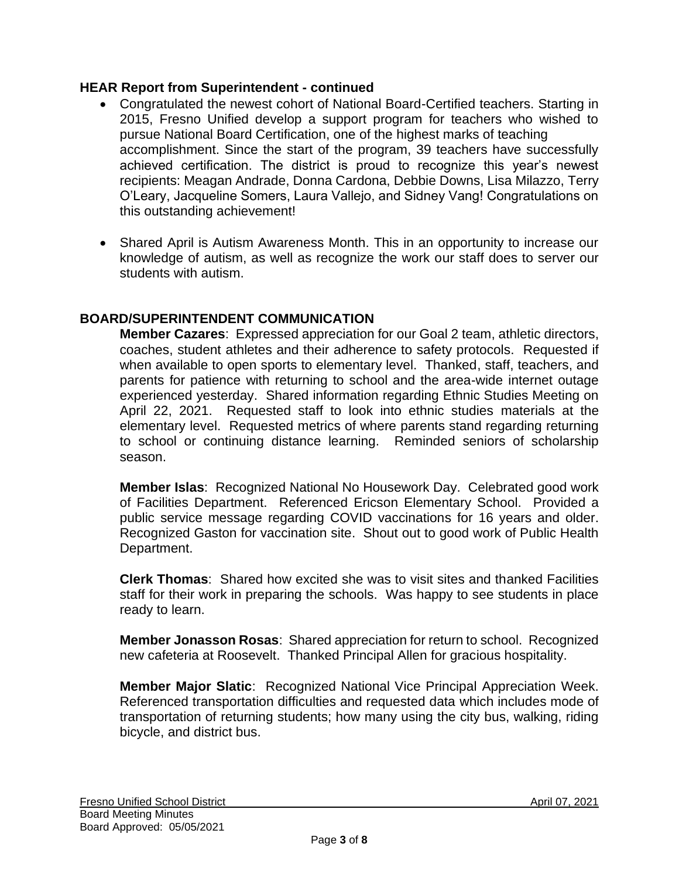**HEAR Report from Superintendent - continued**

- Congratulated the newest cohort of National Board-Certified teachers. Starting in 2015, Fresno Unified develop a support program for teachers who wished to pursue National Board Certification, one of the highest marks of teaching accomplishment. Since the start of the program, 39 teachers have successfully achieved certification. The district is proud to recognize this year's newest recipients: Meagan Andrade, Donna Cardona, Debbie Downs, Lisa Milazzo, Terry O'Leary, Jacqueline Somers, Laura Vallejo, and Sidney Vang! Congratulations on this outstanding achievement!

- Shared April is Autism Awareness Month. This in an opportunity to increase our knowledge of autism, as well as recognize the work our staff does to server our students with autism.

**BOARD/SUPERINTENDENT COMMUNICATION**

**Member Cazares**: Expressed appreciation for our Goal 2 team, athletic directors, coaches, student athletes and their adherence to safety protocols. Requested if when available to open sports to elementary level. Thanked, staff, teachers, and parents for patience with returning to school and the area-wide internet outage experienced yesterday. Shared information regarding Ethnic Studies Meeting on April 22, 2021. Requested staff to look into ethnic studies materials at the elementary level. Requested metrics of where parents stand regarding returning to school or continuing distance learning. Reminded seniors of scholarship season.

**Member Islas**: Recognized National No Housework Day. Celebrated good work of Facilities Department. Referenced Ericson Elementary School. Provided a public service message regarding COVID vaccinations for 16 years and older. Recognized Gaston for vaccination site. Shout out to good work of Public Health Department.

**Clerk Thomas**: Shared how excited she was to visit sites and thanked Facilities staff for their work in preparing the schools. Was happy to see students in place ready to learn.

**Member Jonasson Rosas**: Shared appreciation for return to school. Recognized new cafeteria at Roosevelt. Thanked Principal Allen for gracious hospitality.

**Member Major Slatic**: Recognized National Vice Principal Appreciation Week. Referenced transportation difficulties and requested data which includes mode of transportation of returning students; how many using the city bus, walking, riding bicycle, and district bus.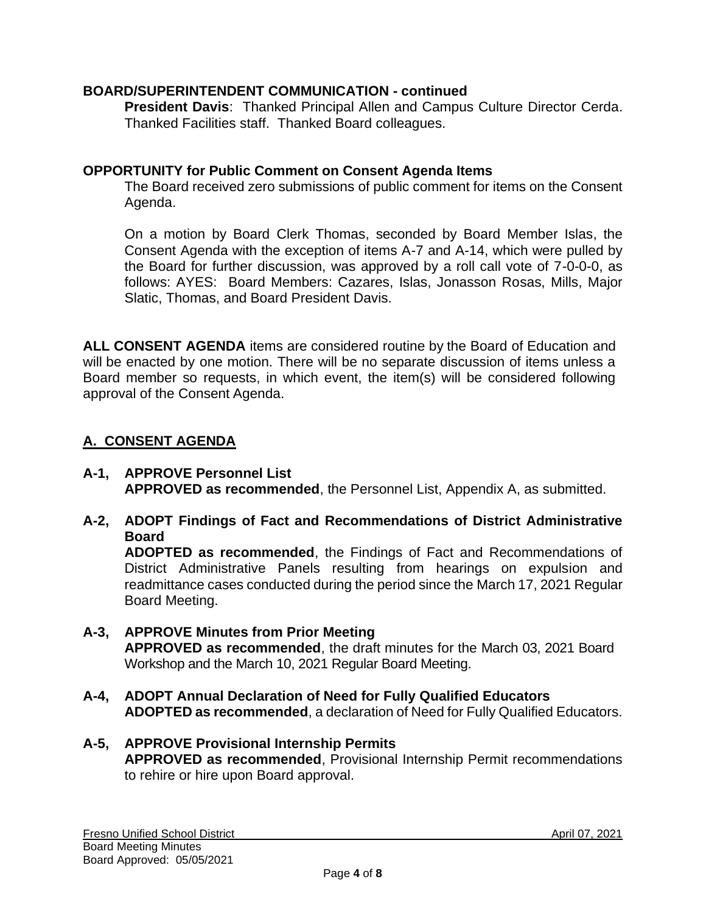### BOARD/SUPERINTENDENT COMMUNICATION - continued

**President Davis**: Thanked Principal Allen and Campus Culture Director Cerda. Thanked Facilities staff. Thanked Board colleagues.

### OPPORTUNITY for Public Comment on Consent Agenda Items

The Board received zero submissions of public comment for items on the Consent Agenda.

On a motion by Board Clerk Thomas, seconded by Board Member Islas, the Consent Agenda with the exception of items A-7 and A-14, which were pulled by the Board for further discussion, was approved by a roll call vote of 7-0-0-0, as follows: AYES: Board Members: Cazares, Islas, Jonasson Rosas, Mills, Major Slatic, Thomas, and Board President Davis.

**ALL CONSENT AGENDA** items are considered routine by the Board of Education and will be enacted by one motion. There will be no separate discussion of items unless a Board member so requests, in which event, the item(s) will be considered following approval of the Consent Agenda.

## A. CONSENT AGENDA

**A-1, APPROVE Personnel List**
**APPROVED as recommended**, the Personnel List, Appendix A, as submitted.

**A-2, ADOPT Findings of Fact and Recommendations of District Administrative Board**
**ADOPTED as recommended**, the Findings of Fact and Recommendations of District Administrative Panels resulting from hearings on expulsion and readmittance cases conducted during the period since the March 17, 2021 Regular Board Meeting.

**A-3, APPROVE Minutes from Prior Meeting**
**APPROVED as recommended**, the draft minutes for the March 03, 2021 Board Workshop and the March 10, 2021 Regular Board Meeting.

**A-4, ADOPT Annual Declaration of Need for Fully Qualified Educators**
**ADOPTED as recommended**, a declaration of Need for Fully Qualified Educators.

**A-5, APPROVE Provisional Internship Permits**
**APPROVED as recommended**, Provisional Internship Permit recommendations to rehire or hire upon Board approval.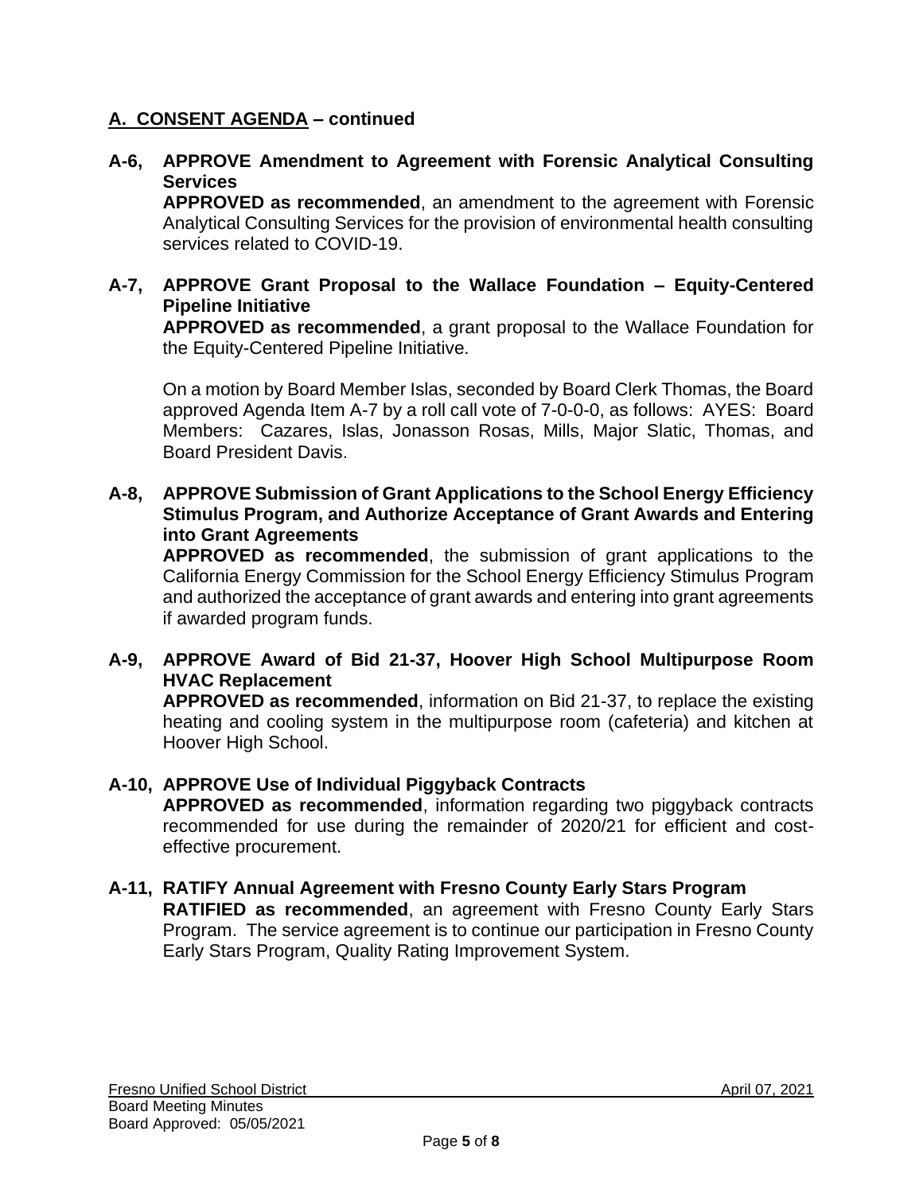## A. CONSENT AGENDA – continued

**A-6, APPROVE Amendment to Agreement with Forensic Analytical Consulting Services**

**APPROVED as recommended**, an amendment to the agreement with Forensic Analytical Consulting Services for the provision of environmental health consulting services related to COVID-19.

**A-7, APPROVE Grant Proposal to the Wallace Foundation – Equity-Centered Pipeline Initiative**

**APPROVED as recommended**, a grant proposal to the Wallace Foundation for the Equity-Centered Pipeline Initiative.

On a motion by Board Member Islas, seconded by Board Clerk Thomas, the Board approved Agenda Item A-7 by a roll call vote of 7-0-0-0, as follows: AYES: Board Members: Cazares, Islas, Jonasson Rosas, Mills, Major Slatic, Thomas, and Board President Davis.

**A-8, APPROVE Submission of Grant Applications to the School Energy Efficiency Stimulus Program, and Authorize Acceptance of Grant Awards and Entering into Grant Agreements**

**APPROVED as recommended**, the submission of grant applications to the California Energy Commission for the School Energy Efficiency Stimulus Program and authorized the acceptance of grant awards and entering into grant agreements if awarded program funds.

**A-9, APPROVE Award of Bid 21-37, Hoover High School Multipurpose Room HVAC Replacement**

**APPROVED as recommended**, information on Bid 21-37, to replace the existing heating and cooling system in the multipurpose room (cafeteria) and kitchen at Hoover High School.

**A-10, APPROVE Use of Individual Piggyback Contracts**

**APPROVED as recommended**, information regarding two piggyback contracts recommended for use during the remainder of 2020/21 for efficient and cost-effective procurement.

**A-11, RATIFY Annual Agreement with Fresno County Early Stars Program**

**RATIFIED as recommended**, an agreement with Fresno County Early Stars Program. The service agreement is to continue our participation in Fresno County Early Stars Program, Quality Rating Improvement System.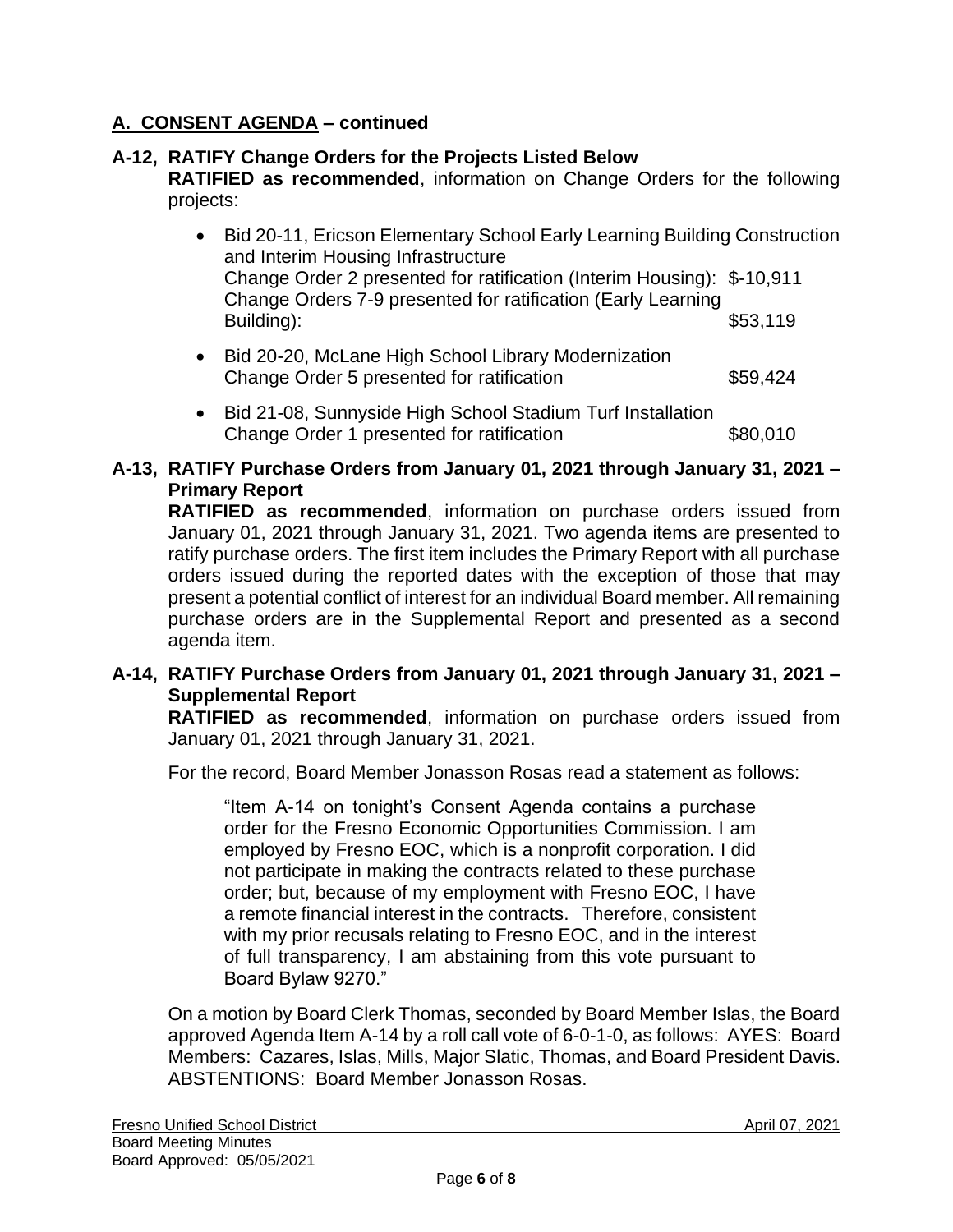## A. CONSENT AGENDA – continued

**A-12, RATIFY Change Orders for the Projects Listed Below**

**RATIFIED as recommended**, information on Change Orders for the following projects:

- Bid 20-11, Ericson Elementary School Early Learning Building Construction and Interim Housing Infrastructure
  Change Order 2 presented for ratification (Interim Housing): $-10,911
  Change Orders 7-9 presented for ratification (Early Learning Building): $53,119
- Bid 20-20, McLane High School Library Modernization
  Change Order 5 presented for ratification $59,424
- Bid 21-08, Sunnyside High School Stadium Turf Installation
  Change Order 1 presented for ratification $80,010

**A-13, RATIFY Purchase Orders from January 01, 2021 through January 31, 2021 – Primary Report**

**RATIFIED as recommended**, information on purchase orders issued from January 01, 2021 through January 31, 2021. Two agenda items are presented to ratify purchase orders. The first item includes the Primary Report with all purchase orders issued during the reported dates with the exception of those that may present a potential conflict of interest for an individual Board member. All remaining purchase orders are in the Supplemental Report and presented as a second agenda item.

**A-14, RATIFY Purchase Orders from January 01, 2021 through January 31, 2021 – Supplemental Report**

**RATIFIED as recommended**, information on purchase orders issued from January 01, 2021 through January 31, 2021.

For the record, Board Member Jonasson Rosas read a statement as follows:

> "Item A-14 on tonight's Consent Agenda contains a purchase order for the Fresno Economic Opportunities Commission. I am employed by Fresno EOC, which is a nonprofit corporation. I did not participate in making the contracts related to these purchase order; but, because of my employment with Fresno EOC, I have a remote financial interest in the contracts. Therefore, consistent with my prior recusals relating to Fresno EOC, and in the interest of full transparency, I am abstaining from this vote pursuant to Board Bylaw 9270."

On a motion by Board Clerk Thomas, seconded by Board Member Islas, the Board approved Agenda Item A-14 by a roll call vote of 6-0-1-0, as follows: AYES: Board Members: Cazares, Islas, Mills, Major Slatic, Thomas, and Board President Davis. ABSTENTIONS: Board Member Jonasson Rosas.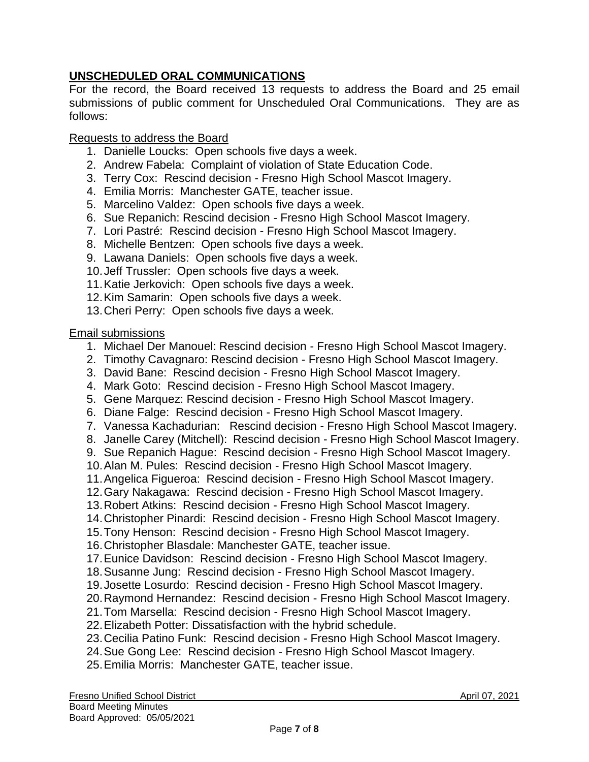## UNSCHEDULED ORAL COMMUNICATIONS

For the record, the Board received 13 requests to address the Board and 25 email submissions of public comment for Unscheduled Oral Communications. They are as follows:

Requests to address the Board

1. Danielle Loucks: Open schools five days a week.
2. Andrew Fabela: Complaint of violation of State Education Code.
3. Terry Cox: Rescind decision - Fresno High School Mascot Imagery.
4. Emilia Morris: Manchester GATE, teacher issue.
5. Marcelino Valdez: Open schools five days a week.
6. Sue Repanich: Rescind decision - Fresno High School Mascot Imagery.
7. Lori Pastré: Rescind decision - Fresno High School Mascot Imagery.
8. Michelle Bentzen: Open schools five days a week.
9. Lawana Daniels: Open schools five days a week.
10. Jeff Trussler: Open schools five days a week.
11. Katie Jerkovich: Open schools five days a week.
12. Kim Samarin: Open schools five days a week.
13. Cheri Perry: Open schools five days a week.

Email submissions

1. Michael Der Manouel: Rescind decision - Fresno High School Mascot Imagery.
2. Timothy Cavagnaro: Rescind decision - Fresno High School Mascot Imagery.
3. David Bane: Rescind decision - Fresno High School Mascot Imagery.
4. Mark Goto: Rescind decision - Fresno High School Mascot Imagery.
5. Gene Marquez: Rescind decision - Fresno High School Mascot Imagery.
6. Diane Falge: Rescind decision - Fresno High School Mascot Imagery.
7. Vanessa Kachadurian: Rescind decision - Fresno High School Mascot Imagery.
8. Janelle Carey (Mitchell): Rescind decision - Fresno High School Mascot Imagery.
9. Sue Repanich Hague: Rescind decision - Fresno High School Mascot Imagery.
10. Alan M. Pules: Rescind decision - Fresno High School Mascot Imagery.
11. Angelica Figueroa: Rescind decision - Fresno High School Mascot Imagery.
12. Gary Nakagawa: Rescind decision - Fresno High School Mascot Imagery.
13. Robert Atkins: Rescind decision - Fresno High School Mascot Imagery.
14. Christopher Pinardi: Rescind decision - Fresno High School Mascot Imagery.
15. Tony Henson: Rescind decision - Fresno High School Mascot Imagery.
16. Christopher Blasdale: Manchester GATE, teacher issue.
17. Eunice Davidson: Rescind decision - Fresno High School Mascot Imagery.
18. Susanne Jung: Rescind decision - Fresno High School Mascot Imagery.
19. Josette Losurdo: Rescind decision - Fresno High School Mascot Imagery.
20. Raymond Hernandez: Rescind decision - Fresno High School Mascot Imagery.
21. Tom Marsella: Rescind decision - Fresno High School Mascot Imagery.
22. Elizabeth Potter: Dissatisfaction with the hybrid schedule.
23. Cecilia Patino Funk: Rescind decision - Fresno High School Mascot Imagery.
24. Sue Gong Lee: Rescind decision - Fresno High School Mascot Imagery.
25. Emilia Morris: Manchester GATE, teacher issue.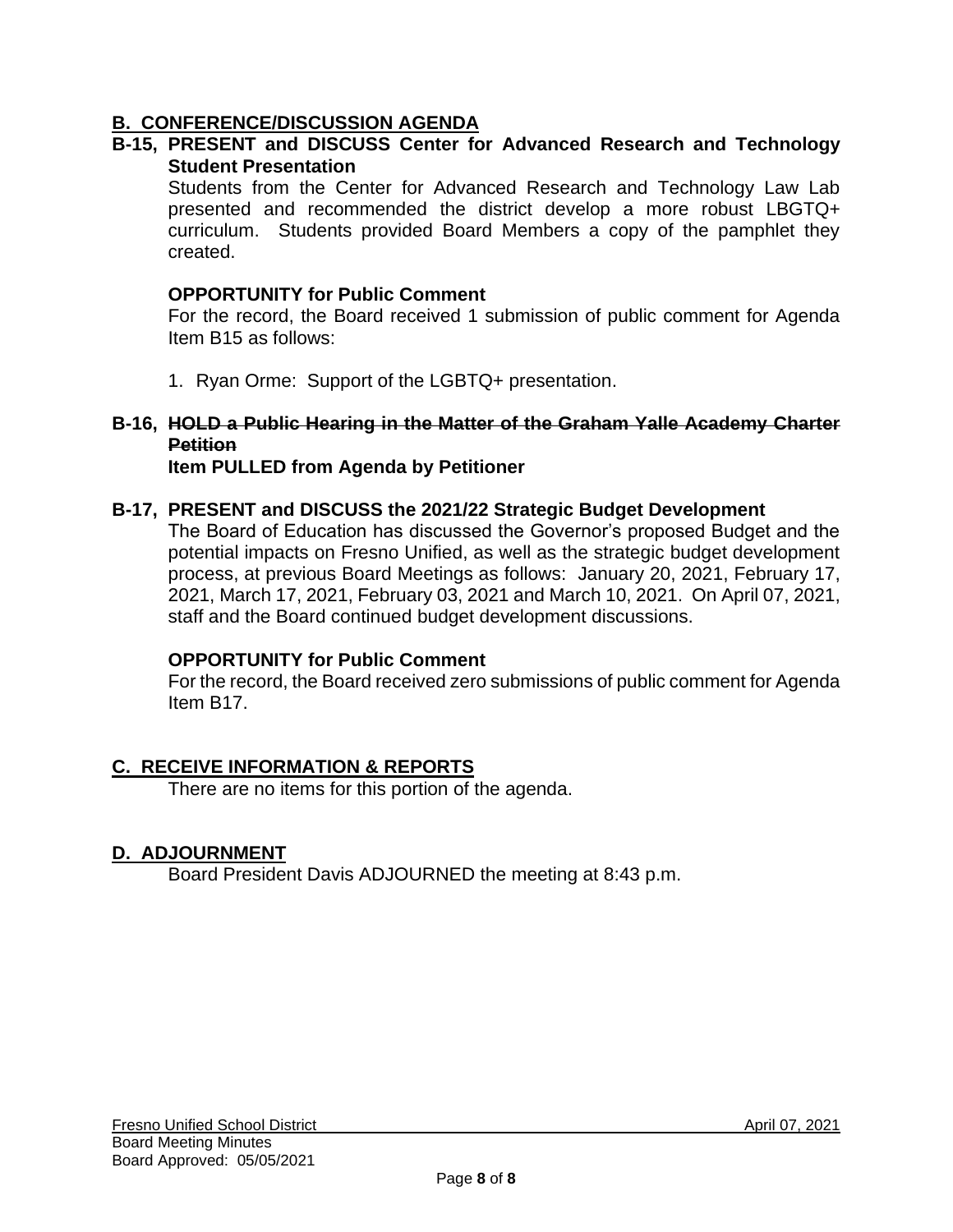## B. CONFERENCE/DISCUSSION AGENDA

**B-15, PRESENT and DISCUSS Center for Advanced Research and Technology Student Presentation**

Students from the Center for Advanced Research and Technology Law Lab presented and recommended the district develop a more robust LBGTQ+ curriculum. Students provided Board Members a copy of the pamphlet they created.

**OPPORTUNITY for Public Comment**

For the record, the Board received 1 submission of public comment for Agenda Item B15 as follows:

1. Ryan Orme: Support of the LGBTQ+ presentation.

**B-16, ~~HOLD a Public Hearing in the Matter of the Graham Yalle Academy Charter Petition~~**

**Item PULLED from Agenda by Petitioner**

**B-17, PRESENT and DISCUSS the 2021/22 Strategic Budget Development**

The Board of Education has discussed the Governor's proposed Budget and the potential impacts on Fresno Unified, as well as the strategic budget development process, at previous Board Meetings as follows: January 20, 2021, February 17, 2021, March 17, 2021, February 03, 2021 and March 10, 2021. On April 07, 2021, staff and the Board continued budget development discussions.

**OPPORTUNITY for Public Comment**

For the record, the Board received zero submissions of public comment for Agenda Item B17.

## C. RECEIVE INFORMATION & REPORTS

There are no items for this portion of the agenda.

## D. ADJOURNMENT

Board President Davis ADJOURNED the meeting at 8:43 p.m.